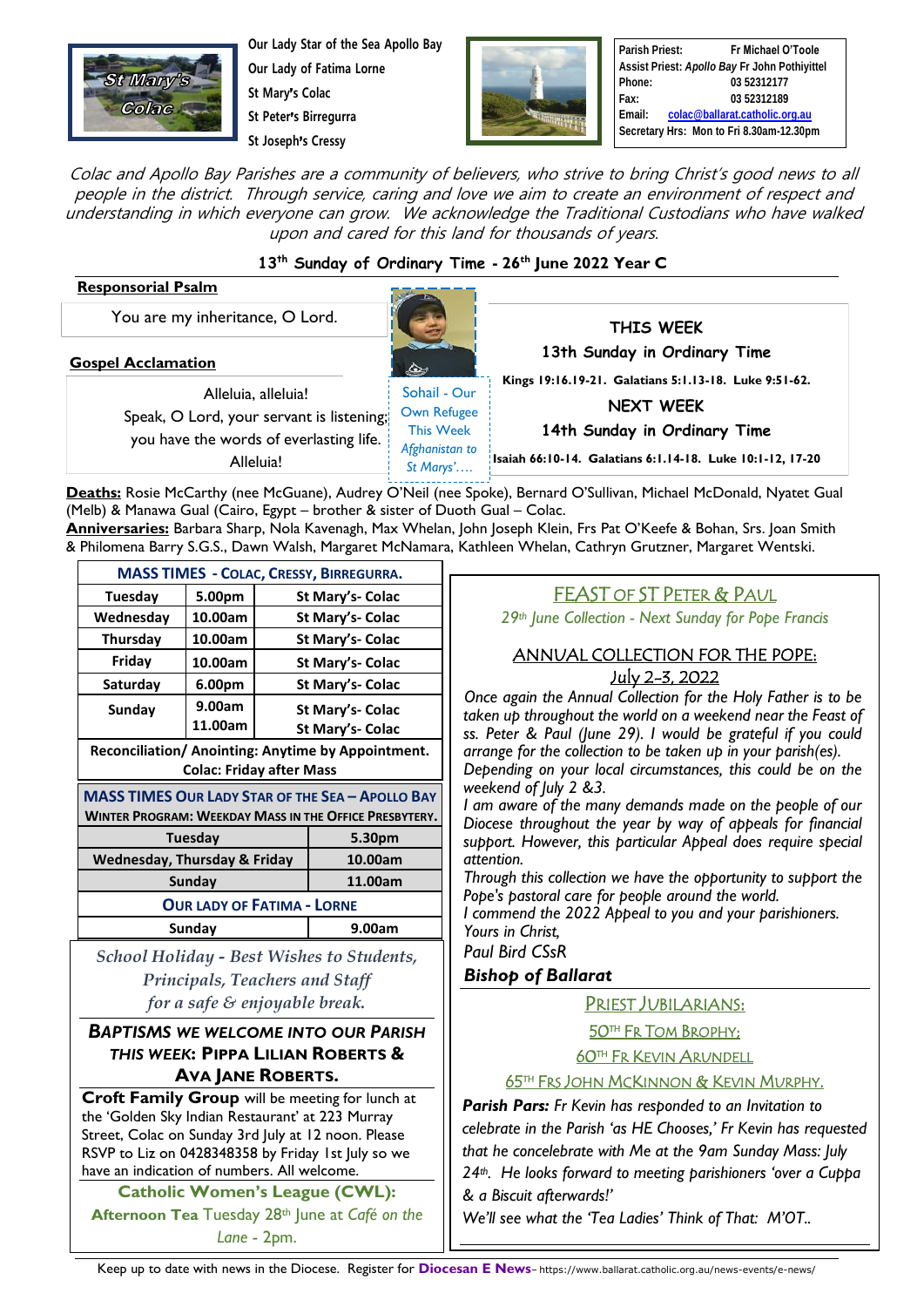Our Lady Star of the Sea Apollo Bay
Our Lady of Fatima Lorne
St Mary's Colac
St Peter's Birregurra
St Joseph's Cressy

**Parish Priest:** Fr Michael O'Toole
**Assist Priest:** *Apollo Bay* Fr John Pothiyittel
**Phone:** 03 52312177
**Fax:** 03 52312189
**Email:** colac@ballarat.catholic.org.au
**Secretary Hrs:** Mon to Fri 8.30am-12.30pm

*Colac and Apollo Bay Parishes are a community of believers, who strive to bring Christ's good news to all people in the district. Through service, caring and love we aim to create an environment of respect and understanding in which everyone can grow. We acknowledge the Traditional Custodians who have walked upon and cared for this land for thousands of years.*

## 13th Sunday of Ordinary Time - 26th June 2022 Year C

**Responsorial Psalm**

You are my inheritance, O Lord.

**Gospel Acclamation**

Alleluia, alleluia!
Speak, O Lord, your servant is listening;
you have the words of everlasting life.
Alleluia!

Sohail - Our Own Refugee This Week *Afghanistan to St Marys'….*

**THIS WEEK**
**13th Sunday in Ordinary Time**
**Kings 19:16.19-21. Galatians 5:1.13-18. Luke 9:51-62.**

**NEXT WEEK**
**14th Sunday in Ordinary Time**
**Isaiah 66:10-14. Galatians 6:1.14-18. Luke 10:1-12, 17-20**

**Deaths:** Rosie McCarthy (nee McGuane), Audrey O'Neil (nee Spoke), Bernard O'Sullivan, Michael McDonald, Nyatet Gual (Melb) & Manawa Gual (Cairo, Egypt – brother & sister of Duoth Gual – Colac.

**Anniversaries:** Barbara Sharp, Nola Kavenagh, Max Whelan, John Joseph Klein, Frs Pat O'Keefe & Bohan, Srs. Joan Smith & Philomena Barry S.G.S., Dawn Walsh, Margaret McNamara, Kathleen Whelan, Cathryn Grutzner, Margaret Wentski.

| MASS TIMES - COLAC, CRESSY, BIRREGURRA. | | |
|---|---|---|
| Tuesday | 5.00pm | St Mary's- Colac |
| Wednesday | 10.00am | St Mary's- Colac |
| Thursday | 10.00am | St Mary's- Colac |
| Friday | 10.00am | St Mary's- Colac |
| Saturday | 6.00pm | St Mary's- Colac |
| Sunday | 9.00am<br>11.00am | St Mary's- Colac<br>St Mary's- Colac |

**Reconciliation/ Anointing: Anytime by Appointment.**
**Colac: Friday after Mass**

| MASS TIMES OUR LADY STAR OF THE SEA – APOLLO BAY<br>WINTER PROGRAM: WEEKDAY MASS IN THE OFFICE PRESBYTERY. | |
|---|---|
| Tuesday | 5.30pm |
| Wednesday, Thursday & Friday | 10.00am |
| Sunday | 11.00am |
| **OUR LADY OF FATIMA - LORNE** | |
| Sunday | 9.00am |

*School Holiday - Best Wishes to Students, Principals, Teachers and Staff for a safe & enjoyable break.*

***BAPTISMS WE WELCOME INTO OUR PARISH THIS WEEK*: PIPPA LILIAN ROBERTS & AVA JANE ROBERTS.**

**Croft Family Group** will be meeting for lunch at the 'Golden Sky Indian Restaurant' at 223 Murray Street, Colac on Sunday 3rd July at 12 noon. Please RSVP to Liz on 0428348358 by Friday 1st July so we have an indication of numbers. All welcome.

**Catholic Women's League (CWL):**
**Afternoon Tea** Tuesday 28th June at *Café on the Lane* - 2pm.

## FEAST OF ST PETER & PAUL

*29th June Collection - Next Sunday for Pope Francis*

### ANNUAL COLLECTION FOR THE POPE: July 2-3, 2022

*Once again the Annual Collection for the Holy Father is to be taken up throughout the world on a weekend near the Feast of ss. Peter & Paul (June 29). I would be grateful if you could arrange for the collection to be taken up in your parish(es). Depending on your local circumstances, this could be on the weekend of July 2 &3.*

*I am aware of the many demands made on the people of our Diocese throughout the year by way of appeals for financial support. However, this particular Appeal does require special attention.*

*Through this collection we have the opportunity to support the Pope's pastoral care for people around the world.*

*I commend the 2022 Appeal to you and your parishioners.*

*Yours in Christ,*

*Paul Bird CSsR*

***Bishop of Ballarat***

### PRIEST JUBILARIANS:

50TH FR TOM BROPHY;
60TH FR KEVIN ARUNDELL
65TH FRS JOHN MCKINNON & KEVIN MURPHY.

***Parish Pars:*** *Fr Kevin has responded to an Invitation to celebrate in the Parish 'as HE Chooses,' Fr Kevin has requested that he concelebrate with Me at the 9am Sunday Mass: July 24th. He looks forward to meeting parishioners 'over a Cuppa & a Biscuit afterwards!'*

*We'll see what the 'Tea Ladies' Think of That: M'OT..*

Keep up to date with news in the Diocese. Register for **Diocesan E News**– https://www.ballarat.catholic.org.au/news-events/e-news/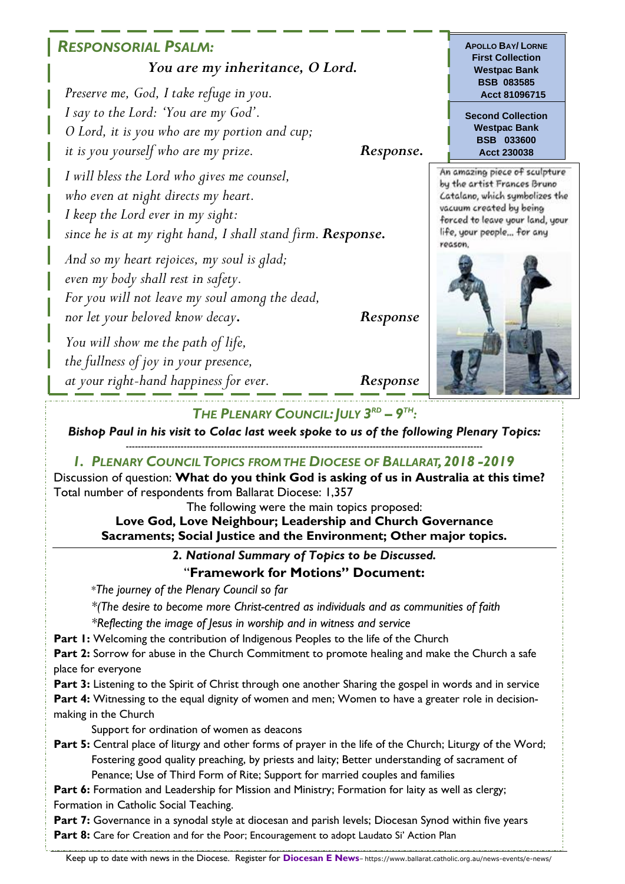## *RESPONSORIAL PSALM:*

***You are my inheritance, O Lord.***

*Preserve me, God, I take refuge in you.*
*I say to the Lord: 'You are my God'.*
*O Lord, it is you who are my portion and cup;*
*it is you yourself who are my prize.* ***Response.***

*I will bless the Lord who gives me counsel,*
*who even at night directs my heart.*
*I keep the Lord ever in my sight:*
*since he is at my right hand, I shall stand firm.* ***Response.***

*And so my heart rejoices, my soul is glad;*
*even my body shall rest in safety.*
*For you will not leave my soul among the dead,*
*nor let your beloved know decay.* ***Response***

*You will show me the path of life,*
*the fullness of joy in your presence,*
*at your right-hand happiness for ever.* ***Response***

**APOLLO BAY/ LORNE**
**First Collection**
**Westpac Bank**
**BSB 083585**
**Acct 81096715**

**Second Collection**
**Westpac Bank**
**BSB 033600**
**Acct 230038**

An amazing piece of sculpture by the artist Frances Bruno Catalano, which symbolizes the vacuum created by being forced to leave your land, your life, your people... for any reason.

## *THE PLENARY COUNCIL: JULY 3RD – 9TH:*

***Bishop Paul in his visit to Colac last week spoke to us of the following Plenary Topics:***

---

### *1. PLENARY COUNCIL TOPICS FROM THE DIOCESE OF BALLARAT, 2018 -2019*

Discussion of question: **What do you think God is asking of us in Australia at this time?**
Total number of respondents from Ballarat Diocese: 1,357

The following were the main topics proposed:

**Love God, Love Neighbour; Leadership and Church Governance**
**Sacraments; Social Justice and the Environment; Other major topics.**

---

### *2. National Summary of Topics to be Discussed.*

### "Framework for Motions" Document:

*The journey of the Plenary Council so far
*(The desire to become more Christ-centred as individuals and as communities of faith
*Reflecting the image of Jesus in worship and in witness and service

**Part 1:** Welcoming the contribution of Indigenous Peoples to the life of the Church

**Part 2:** Sorrow for abuse in the Church Commitment to promote healing and make the Church a safe place for everyone

**Part 3:** Listening to the Spirit of Christ through one another Sharing the gospel in words and in service

**Part 4:** Witnessing to the equal dignity of women and men; Women to have a greater role in decision-making in the Church
Support for ordination of women as deacons

**Part 5:** Central place of liturgy and other forms of prayer in the life of the Church; Liturgy of the Word; Fostering good quality preaching, by priests and laity; Better understanding of sacrament of Penance; Use of Third Form of Rite; Support for married couples and families

**Part 6:** Formation and Leadership for Mission and Ministry; Formation for laity as well as clergy; Formation in Catholic Social Teaching.

**Part 7:** Governance in a synodal style at diocesan and parish levels; Diocesan Synod within five years

**Part 8:** Care for Creation and for the Poor; Encouragement to adopt Laudato Si' Action Plan

Keep up to date with news in the Diocese. Register for **Diocesan E News**– https://www.ballarat.catholic.org.au/news-events/e-news/